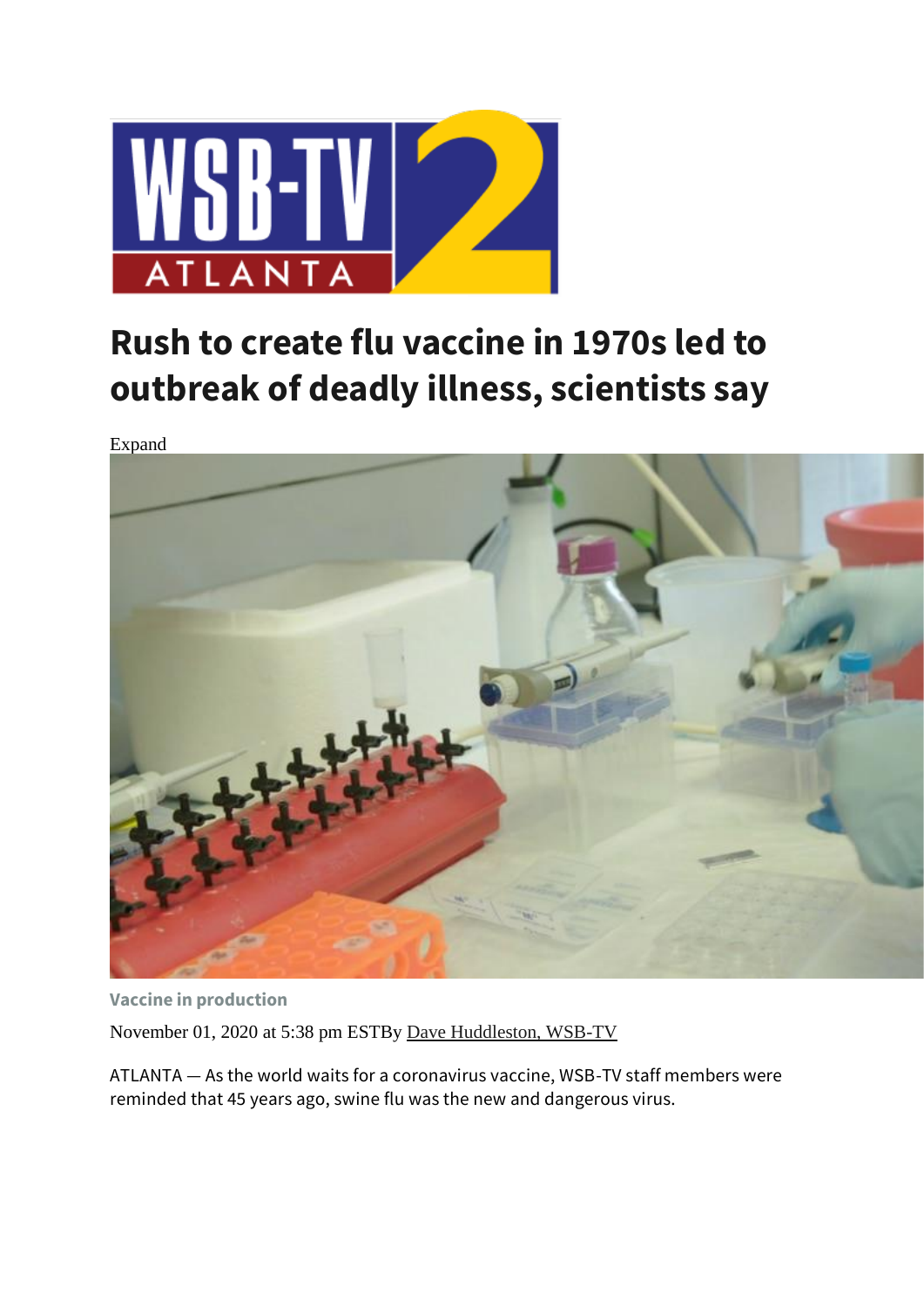# Rush to create flu vaccine in 1970s led to outbreak of deadly illness, scientists say

Expand

Vaccine in production

November 01, 2020 at 5:38 pm ESTBy Dave Huddleston, WSB-TV

ATLANTA — As the world waits for a coronavirus vaccine, WSB-TV staff members were reminded that 45 years ago, swine flu was the new and dangerous virus.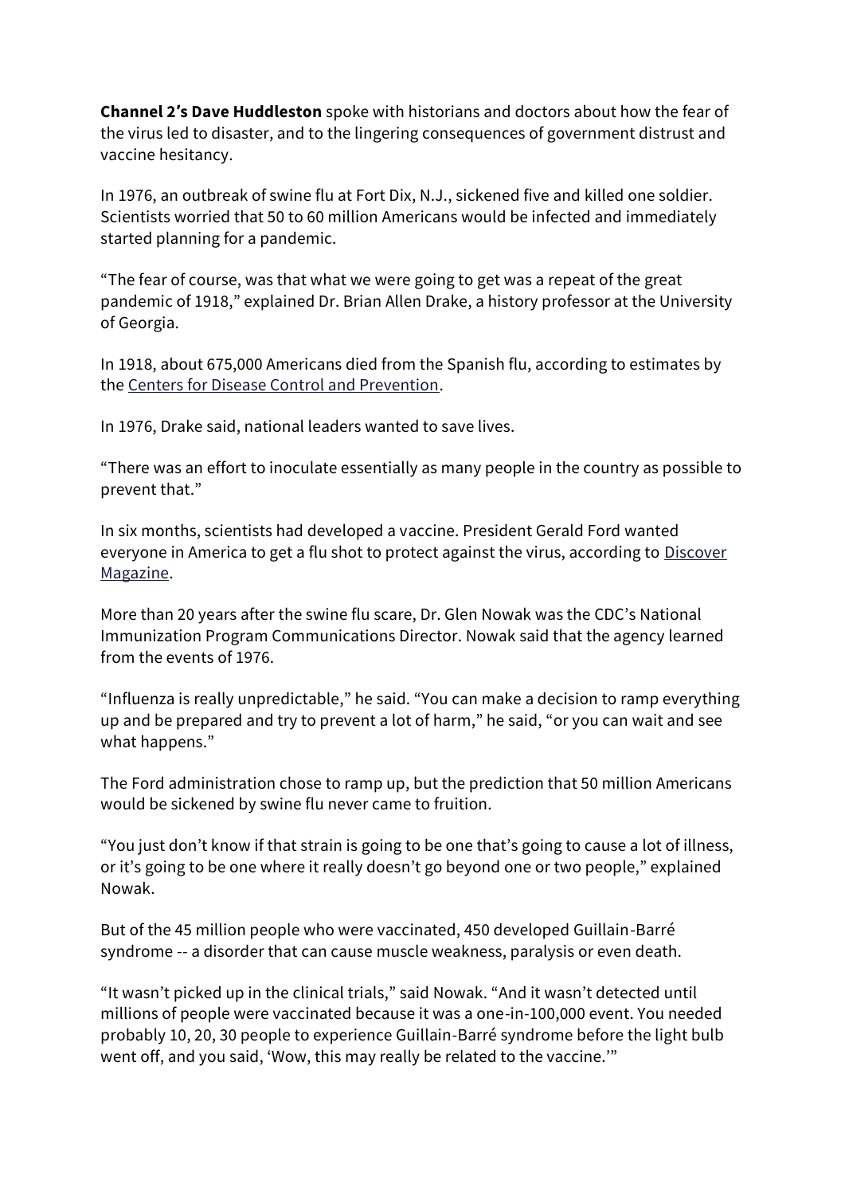**Channel 2's Dave Huddleston** spoke with historians and doctors about how the fear of the virus led to disaster, and to the lingering consequences of government distrust and vaccine hesitancy.

In 1976, an outbreak of swine flu at Fort Dix, N.J., sickened five and killed one soldier. Scientists worried that 50 to 60 million Americans would be infected and immediately started planning for a pandemic.

"The fear of course, was that what we were going to get was a repeat of the great pandemic of 1918," explained Dr. Brian Allen Drake, a history professor at the University of Georgia.

In 1918, about 675,000 Americans died from the Spanish flu, according to estimates by the Centers for Disease Control and Prevention.

In 1976, Drake said, national leaders wanted to save lives.

"There was an effort to inoculate essentially as many people in the country as possible to prevent that."

In six months, scientists had developed a vaccine. President Gerald Ford wanted everyone in America to get a flu shot to protect against the virus, according to Discover Magazine.

More than 20 years after the swine flu scare, Dr. Glen Nowak was the CDC's National Immunization Program Communications Director. Nowak said that the agency learned from the events of 1976.

"Influenza is really unpredictable," he said. "You can make a decision to ramp everything up and be prepared and try to prevent a lot of harm," he said, "or you can wait and see what happens."

The Ford administration chose to ramp up, but the prediction that 50 million Americans would be sickened by swine flu never came to fruition.

"You just don't know if that strain is going to be one that's going to cause a lot of illness, or it's going to be one where it really doesn't go beyond one or two people," explained Nowak.

But of the 45 million people who were vaccinated, 450 developed Guillain-Barré syndrome -- a disorder that can cause muscle weakness, paralysis or even death.

"It wasn't picked up in the clinical trials," said Nowak. "And it wasn't detected until millions of people were vaccinated because it was a one-in-100,000 event. You needed probably 10, 20, 30 people to experience Guillain-Barré syndrome before the light bulb went off, and you said, 'Wow, this may really be related to the vaccine.'"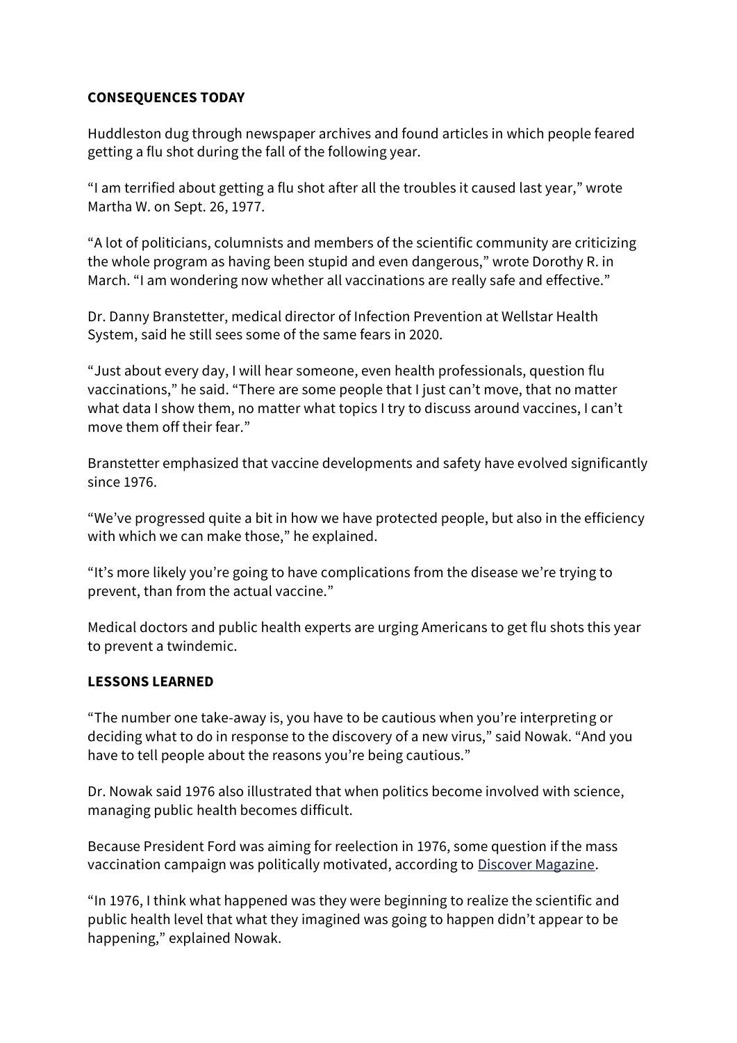## CONSEQUENCES TODAY

Huddleston dug through newspaper archives and found articles in which people feared getting a flu shot during the fall of the following year.

"I am terrified about getting a flu shot after all the troubles it caused last year," wrote Martha W. on Sept. 26, 1977.

"A lot of politicians, columnists and members of the scientific community are criticizing the whole program as having been stupid and even dangerous," wrote Dorothy R. in March. "I am wondering now whether all vaccinations are really safe and effective."

Dr. Danny Branstetter, medical director of Infection Prevention at Wellstar Health System, said he still sees some of the same fears in 2020.

"Just about every day, I will hear someone, even health professionals, question flu vaccinations," he said. "There are some people that I just can't move, that no matter what data I show them, no matter what topics I try to discuss around vaccines, I can't move them off their fear."

Branstetter emphasized that vaccine developments and safety have evolved significantly since 1976.

"We've progressed quite a bit in how we have protected people, but also in the efficiency with which we can make those," he explained.

"It's more likely you're going to have complications from the disease we're trying to prevent, than from the actual vaccine."

Medical doctors and public health experts are urging Americans to get flu shots this year to prevent a twindemic.

## LESSONS LEARNED

"The number one take-away is, you have to be cautious when you're interpreting or deciding what to do in response to the discovery of a new virus," said Nowak. "And you have to tell people about the reasons you're being cautious."

Dr. Nowak said 1976 also illustrated that when politics become involved with science, managing public health becomes difficult.

Because President Ford was aiming for reelection in 1976, some question if the mass vaccination campaign was politically motivated, according to Discover Magazine.

"In 1976, I think what happened was they were beginning to realize the scientific and public health level that what they imagined was going to happen didn't appear to be happening," explained Nowak.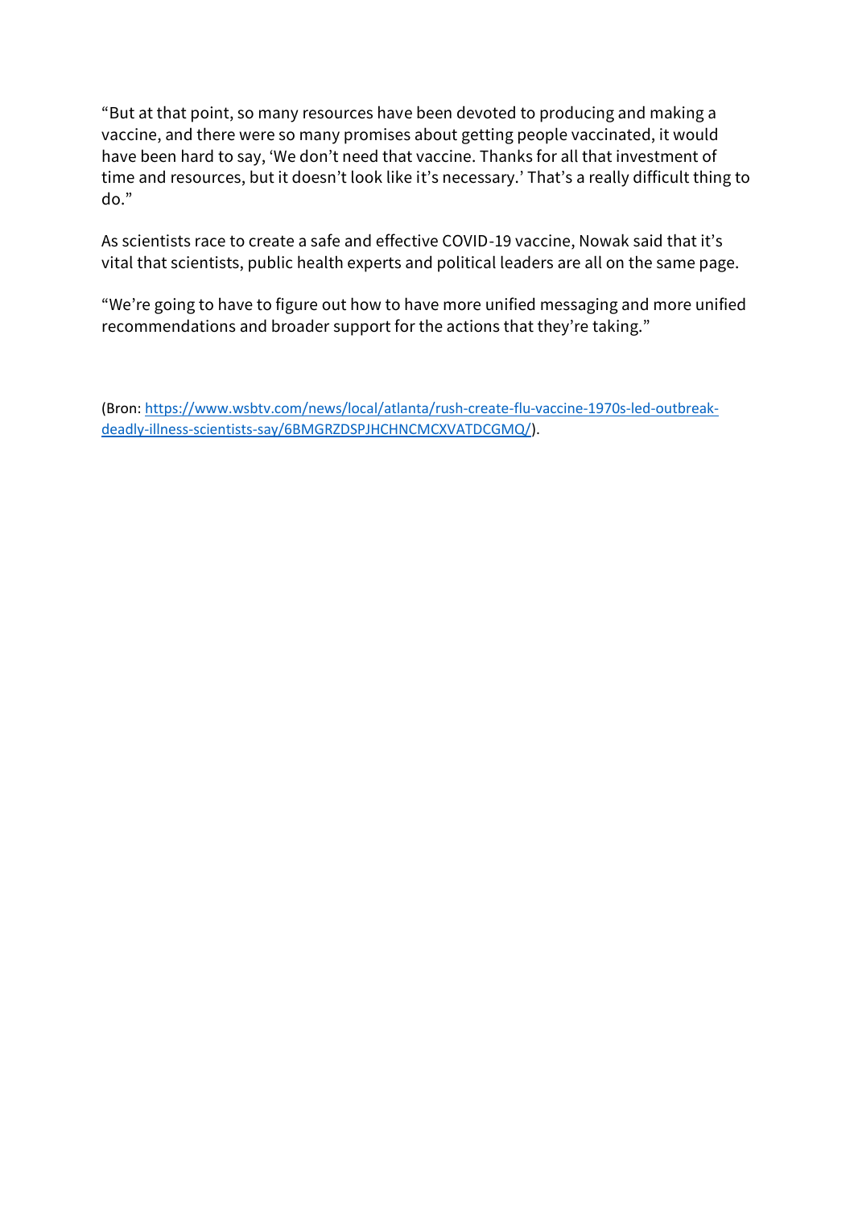“But at that point, so many resources have been devoted to producing and making a vaccine, and there were so many promises about getting people vaccinated, it would have been hard to say, ‘We don’t need that vaccine. Thanks for all that investment of time and resources, but it doesn’t look like it’s necessary.’ That’s a really difficult thing to do.”

As scientists race to create a safe and effective COVID-19 vaccine, Nowak said that it’s vital that scientists, public health experts and political leaders are all on the same page.

“We’re going to have to figure out how to have more unified messaging and more unified recommendations and broader support for the actions that they’re taking.”

(Bron: [https://www.wsbtv.com/news/local/atlanta/rush-create-flu-vaccine-1970s-led-outbreak-deadly-illness-scientists-say/6BMGRZDSPJHCHNCMCXVATDCGMQ/](https://www.wsbtv.com/news/local/atlanta/rush-create-flu-vaccine-1970s-led-outbreak-deadly-illness-scientists-say/6BMGRZDSPJHCHNCMCXVATDCGMQ/)).